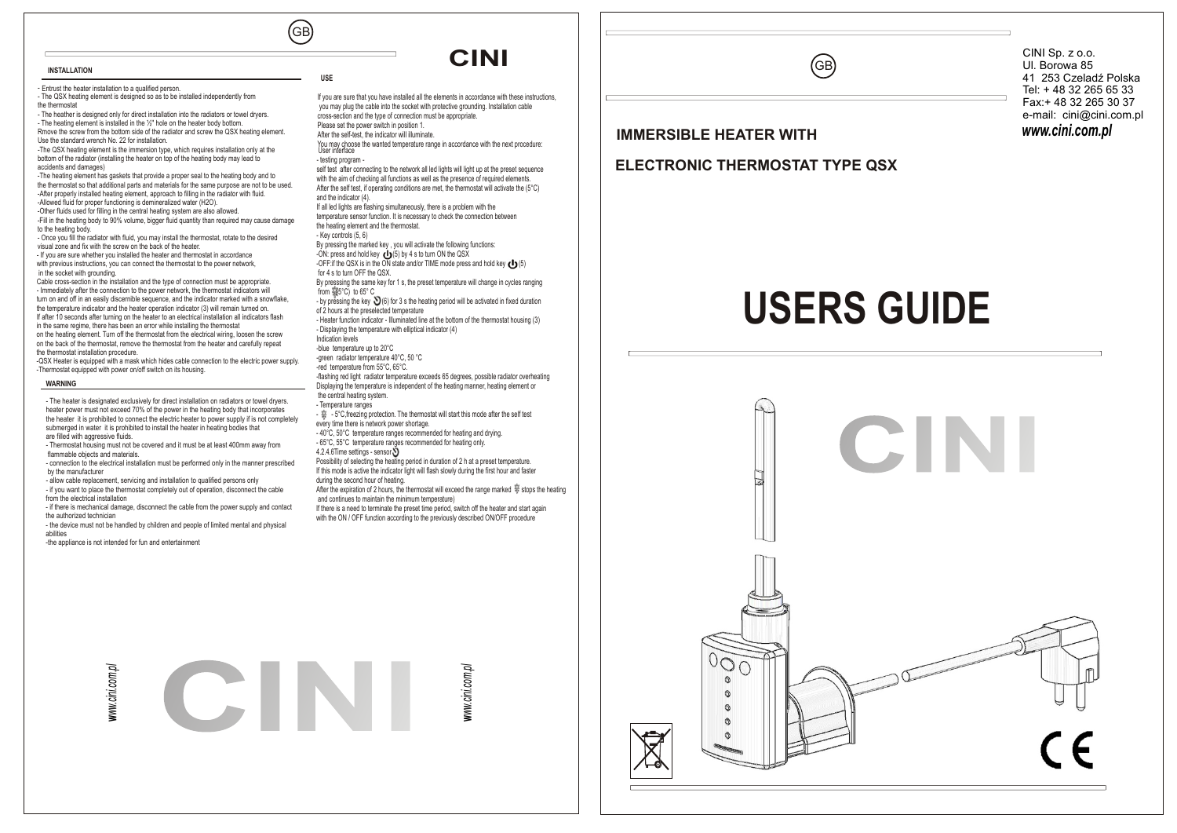GB

CINI

## INSTALLATION

- Entrust the heater installation to a qualified person.
- The QSX heating element is designed so as to be installed independently from the thermostat
- The heather is designed only for direct installation into the radiators or towel dryers.
- The heating element is installed in the ½" hole on the heater body bottom.
Rmove the screw from the bottom side of the radiator and screw the QSX heating element.
Use the standard wrench No. 22 for installation.
-The QSX heating element is the immersion type, which requires installation only at the bottom of the radiator (installing the heater on top of the heating body may lead to accidents and damages)
-The heating element has gaskets that provide a proper seal to the heating body and to the thermostat so that additional parts and materials for the same purpose are not to be used.
-After properly installed heating element, approach to filling in the radiator with fluid.
-Allowed fluid for proper functioning is demineralized water ($H_2O$).
-Other fluids used for filling in the central heating system are also allowed.
-Fill in the heating body to 90% volume, bigger fluid quantity than required may cause damage to the heating body.
- Once you fill the radiator with fluid, you may install the thermostat, rotate to the desired visual zone and fix with the screw on the back of the heater.
- If you are sure whether you installed the heater and thermostat in accordance with previous instructions, you can connect the thermostat to the power network, in the socket with grounding.
Cable cross-section in the installation and the type of connection must be appropriate.
- Immediately after the connection to the power network, the thermostat indicators will turn on and off in an easily discernible sequence, and the indicator marked with a snowflake, the temperature indicator and the heater operation indicator (3) will remain turned on.
If after 10 seconds after turning on the heater to an electrical installation all indicators flash in the same regime, there has been an error while installing the thermostat on the heating element. Turn off the thermostat from the electrical wiring, loosen the screw on the back of the thermostat, remove the thermostat from the heater and carefully repeat the thermostat installation procedure.
-QSX Heater is equipped with a mask which hides cable connection to the electric power supply.
-Thermostat equipped with power on/off switch on its housing.

## WARNING

- The heater is designated exclusively for direct installation on radiators or towel dryers. heater power must not exceed 70% of the power in the heating body that incorporates the heater it is prohibited to connect the electric heater to power supply if is not completely submerged in water it is prohibited to install the heater in heating bodies that are filled with aggressive fluids.
- Thermostat housing must not be covered and it must be at least 400mm away from flammable objects and materials.
- connection to the electrical installation must be performed only in the manner prescribed by the manufacturer
- allow cable replacement, servicing and installation to qualified persons only
- if you want to place the thermostat completely out of operation, disconnect the cable from the electrical installation
- if there is mechanical damage, disconnect the cable from the power supply and contact the authorized technician
- the device must not be handled by children and people of limited mental and physical abilities
-the appliance is not intended for fun and entertainment

www.cini.com.pl

CINI

www.cini.com.pl

## USE

If you are sure that you have installed all the elements in accordance with these instructions, you may plug the cable into the socket with protective grounding. Installation cable cross-section and the type of connection must be appropriate.
Please set the power switch in position 1.
After the self-test, the indicator will illuminate.
You may choose the wanted temperature range in accordance with the next procedure:
User interface
- testing program -
self test after connecting to the network all led lights will light up at the preset sequence with the aim of checking all functions as well as the presence of required elements.
After the self test, if operating conditions are met, the thermostat will activate the (5°C) and the indicator (4).
If all led lights are flashing simultaneously, there is a problem with the temperature sensor function. It is necessary to check the connection between the heating element and the thermostat.
- Key controls (5, 6)
By pressing the marked key , you will activate the following functions:
-ON: press and hold key ⏻(5) by 4 s to turn ON the QSX
-OFF:if the QSX is in the ON state and/or TIME mode press and hold key ⏻(5) for 4 s to turn OFF the QSX.
By presssing the same key for 1 s, the preset temperature will change in cycles ranging from ❄5°C) to 65° C
- by pressing the key (6) for 3 s the heating period will be activated in fixed duration of 2 hours at the preselected temperature
- Heater function indicator - Illuminated line at the bottom of the thermostat housing (3)
- Displaying the temperature with elliptical indicator (4)
Indication levels
-blue temperature up to 20°C
-green radiator temperature 40°C, 50 °C
-red temperature from 55°C, 65°C.
-flashing red light radiator temperature exceeds 65 degrees, possible radiator overheating
Displaying the temperature is independent of the heating manner, heating element or the central heating system.
- Temperature ranges
- ❄ - 5°C,freezing protection. The thermostat will start this mode after the self test every time there is network power shortage.
- 40°C, 50°C temperature ranges recommended for heating and drying.
- 65°C, 55°C temperature ranges recommended for heating only.
4.2.4.6Time settings - sensor
Possibility of selecting the heating period in duration of 2 h at a preset temperature.
If this mode is active the indicator light will flash slowly during the first hour and faster during the second hour of heating.
After the expiration of 2 hours, the thermostat will exceed the range marked ❄ stops the heating and continues to maintain the minimum temperature)
If there is a need to terminate the preset time period, switch off the heater and start again with the ON / OFF function according to the previously described ON/OFF procedure

GB

CINI Sp. z o.o.
Ul. Borowa 85
41 253 Czeladź Polska
Tel: + 48 32 265 65 33
Fax:+ 48 32 265 30 37
e-mail: cini@cini.com.pl
*www.cini.com.pl*

## IMMERSIBLE HEATER WITH

## ELECTRONIC THERMOSTAT TYPE QSX

# USERS GUIDE

CINI

CE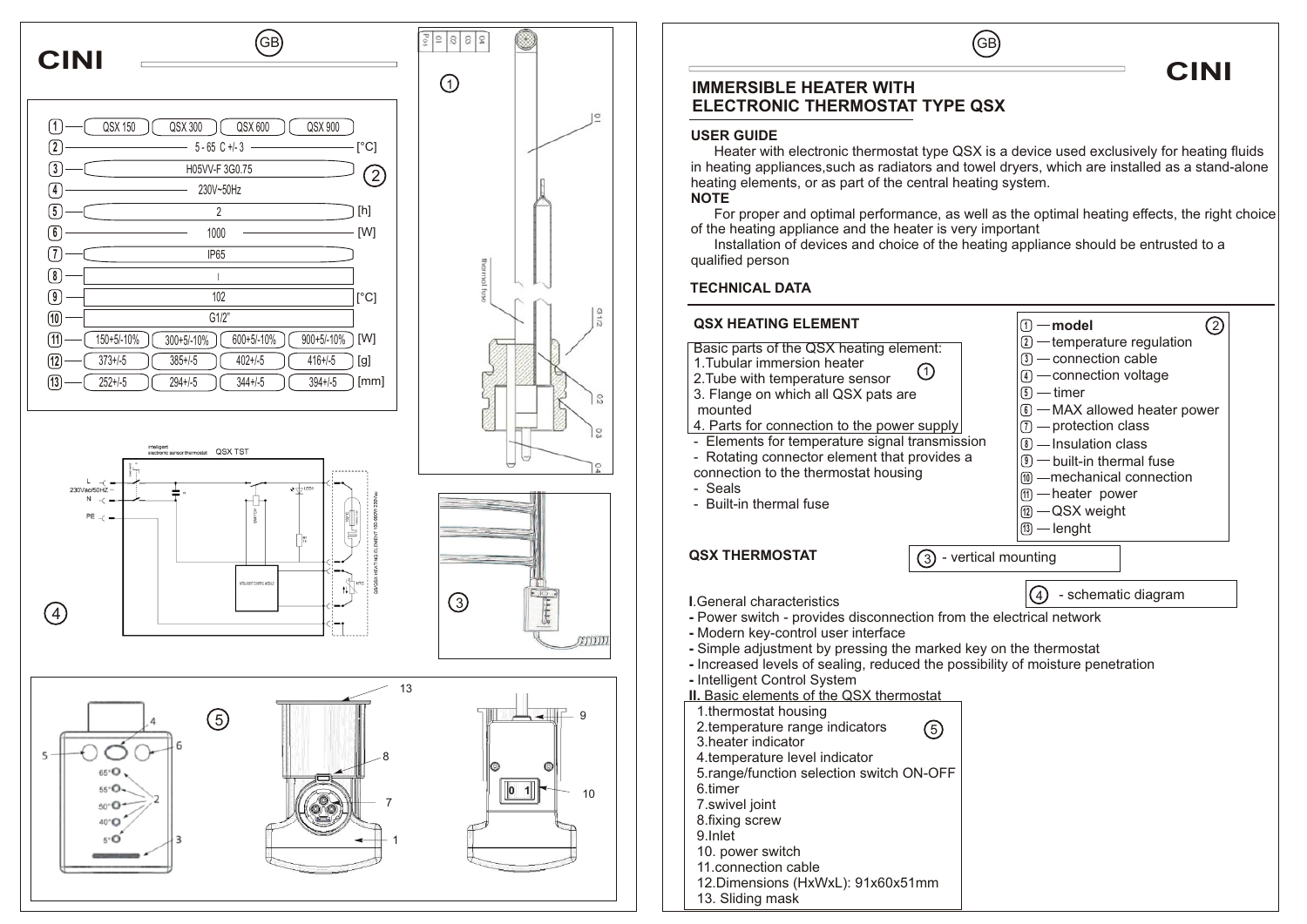# CINI

## Technical data table (2)

| | QSX 150 | QSX 300 | QSX 600 | QSX 900 | |
|---|---|---|---|---|---|
| 1 | QSX 150 | QSX 300 | QSX 600 | QSX 900 | |
| 2 | 5 - 65 C +/- 3 | | | | [°C] |
| 3 | H05VV-F 3G0.75 | | | | |
| 4 | 230V~50Hz | | | | |
| 5 | 2 | | | | [h] |
| 6 | 1000 | | | | [W] |
| 7 | IP65 | | | | |
| 8 | I | | | | |
| 9 | 102 | | | | [°C] |
| 10 | G1/2" | | | | |
| 11 | 150+5/-10% | 300+5/-10% | 600+5/-10% | 900+5/-10% | [W] |
| 12 | 373+/-5 | 385+/-5 | 402+/-5 | 416+/-5 | [g] |
| 13 | 252+/-5 | 294+/-5 | 344+/-5 | 394+/-5 | [mm] |

Pos: 01, 02, 03, 04 (1)

thermal fuse

G1/2

intelligent electronic sensor thermostat QSX TST

230Vac/50HZ~ L N PE

QSX/QSA HEATING ELEMENT 150-900W 230Vac

(3) (4) (5)

65°, 55°, 50°, 40°, 5°

# IMMERSIBLE HEATER WITH ELECTRONIC THERMOSTAT TYPE QSX

## USER GUIDE

Heater with electronic thermostat type QSX is a device used exclusively for heating fluids in heating appliances,such as radiators and towel dryers, which are installed as a stand-alone heating elements, or as part of the central heating system.

**NOTE**

For proper and optimal performance, as well as the optimal heating effects, the right choice of the heating appliance and the heater is very important

Installation of devices and choice of the heating appliance should be entrusted to a qualified person

## TECHNICAL DATA

### QSX HEATING ELEMENT

Basic parts of the QSX heating element: (1)

1. Tubular immersion heater
2. Tube with temperature sensor
3. Flange on which all QSX pats are mounted
4. Parts for connection to the power supply

- Elements for temperature signal transmission
- Rotating connector element that provides a connection to the thermostat housing
- Seals
- Built-in thermal fuse

(2)

1. — **model**
2. — temperature regulation
3. — connection cable
4. — connection voltage
5. — timer
6. — MAX allowed heater power
7. — protection class
8. — Insulation class
9. — built-in thermal fuse
10. — mechanical connection
11. — heater power
12. — QSX weight
13. — lenght

### QSX THERMOSTAT

(3) - vertical mounting

(4) - schematic diagram

**I**.General characteristics

- Power switch - provides disconnection from the electrical network
- Modern key-control user interface
- Simple adjustment by pressing the marked key on the thermostat
- Increased levels of sealing, reduced the possibility of moisture penetration
- Intelligent Control System

**II.** Basic elements of the QSX thermostat (5)

1. thermostat housing
2. temperature range indicators
3. heater indicator
4. temperature level indicator
5. range/function selection switch ON-OFF
6. timer
7. swivel joint
8. fixing screw
9. Inlet
10. power switch
11. connection cable
12. Dimensions (HxWxL): 91x60x51mm
13. Sliding mask